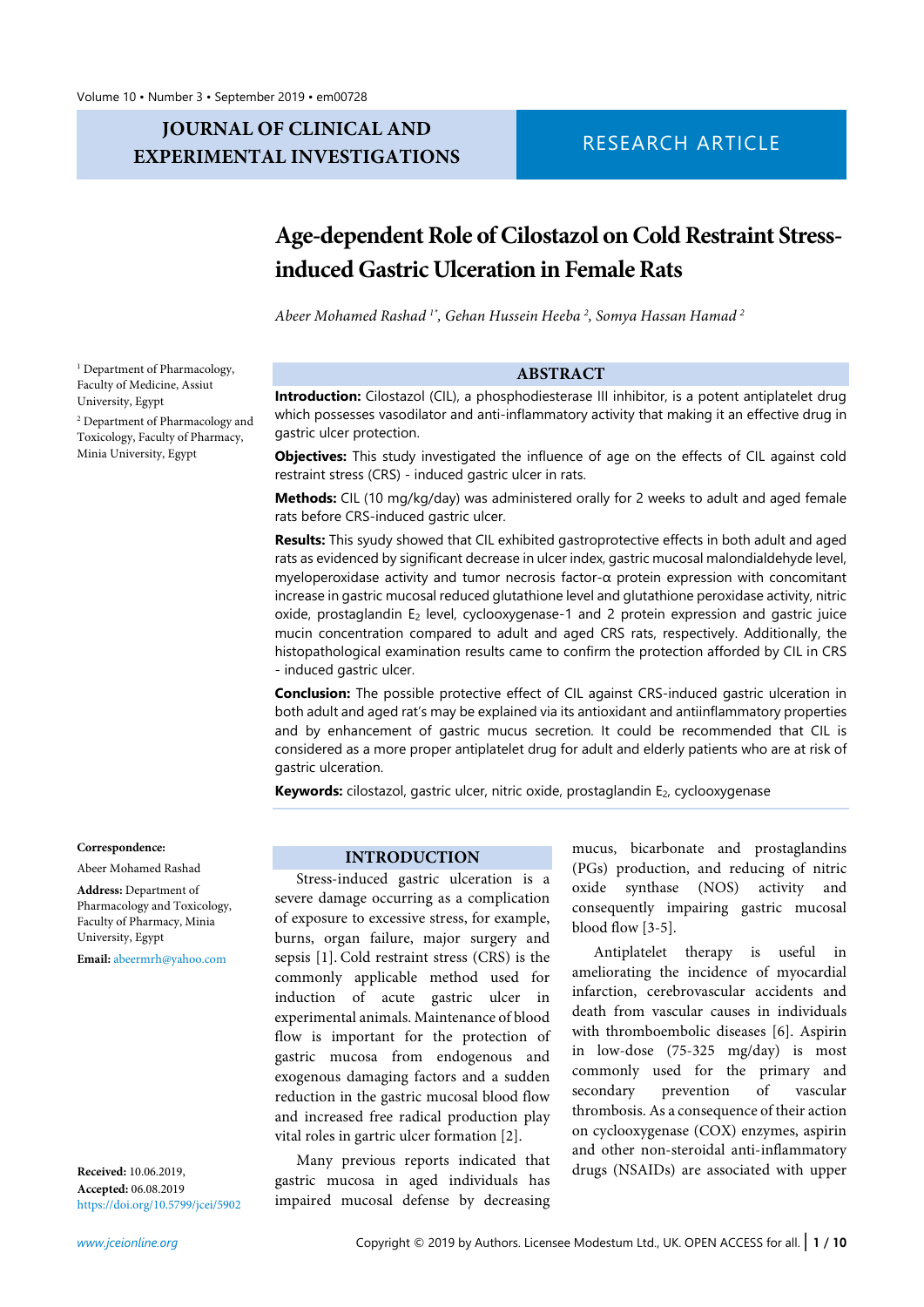# Age-dependent Role of Cilostazol on Cold Restraint Stress-induced Gastric Ulceration in Female Rats

*Abeer Mohamed Rashad [1*], Gehan Hussein Heeba [2], Somya Hassan Hamad [2]*

[1] Department of Pharmacology, Faculty of Medicine, Assiut University, Egypt

[2] Department of Pharmacology and Toxicology, Faculty of Pharmacy, Minia University, Egypt

## ABSTRACT

**Introduction:** Cilostazol (CIL), a phosphodiesterase III inhibitor, is a potent antiplatelet drug which possesses vasodilator and anti-inflammatory activity that making it an effective drug in gastric ulcer protection.

**Objectives:** This study investigated the influence of age on the effects of CIL against cold restraint stress (CRS) - induced gastric ulcer in rats.

**Methods:** CIL (10 mg/kg/day) was administered orally for 2 weeks to adult and aged female rats before CRS-induced gastric ulcer.

**Results:** This syudy showed that CIL exhibited gastroprotective effects in both adult and aged rats as evidenced by significant decrease in ulcer index, gastric mucosal malondialdehyde level, myeloperoxidase activity and tumor necrosis factor-α protein expression with concomitant increase in gastric mucosal reduced glutathione level and glutathione peroxidase activity, nitric oxide, prostaglandin $E_2$ level, cyclooxygenase-1 and 2 protein expression and gastric juice mucin concentration compared to adult and aged CRS rats, respectively. Additionally, the histopathological examination results came to confirm the protection afforded by CIL in CRS - induced gastric ulcer.

**Conclusion:** The possible protective effect of CIL against CRS-induced gastric ulceration in both adult and aged rat's may be explained via its antioxidant and antiinflammatory properties and by enhancement of gastric mucus secretion. It could be recommended that CIL is considered as a more proper antiplatelet drug for adult and elderly patients who are at risk of gastric ulceration.

**Keywords:** cilostazol, gastric ulcer, nitric oxide, prostaglandin $E_2$, cyclooxygenase

**Correspondence:**

Abeer Mohamed Rashad

**Address:** Department of Pharmacology and Toxicology, Faculty of Pharmacy, Minia University, Egypt

**Email:** abeermrh@yahoo.com

**Received:** 10.06.2019,
**Accepted:** 06.08.2019
https://doi.org/10.5799/jcei/5902

## INTRODUCTION

Stress-induced gastric ulceration is a severe damage occurring as a complication of exposure to excessive stress, for example, burns, organ failure, major surgery and sepsis [1]. Cold restraint stress (CRS) is the commonly applicable method used for induction of acute gastric ulcer in experimental animals. Maintenance of blood flow is important for the protection of gastric mucosa from endogenous and exogenous damaging factors and a sudden reduction in the gastric mucosal blood flow and increased free radical production play vital roles in gartric ulcer formation [2].

Many previous reports indicated that gastric mucosa in aged individuals has impaired mucosal defense by decreasing mucus, bicarbonate and prostaglandins (PGs) production, and reducing of nitric oxide synthase (NOS) activity and consequently impairing gastric mucosal blood flow [3-5].

Antiplatelet therapy is useful in ameliorating the incidence of myocardial infarction, cerebrovascular accidents and death from vascular causes in individuals with thromboembolic diseases [6]. Aspirin in low-dose (75-325 mg/day) is most commonly used for the primary and secondary prevention of vascular thrombosis. As a consequence of their action on cyclooxygenase (COX) enzymes, aspirin and other non-steroidal anti-inflammatory drugs (NSAIDs) are associated with upper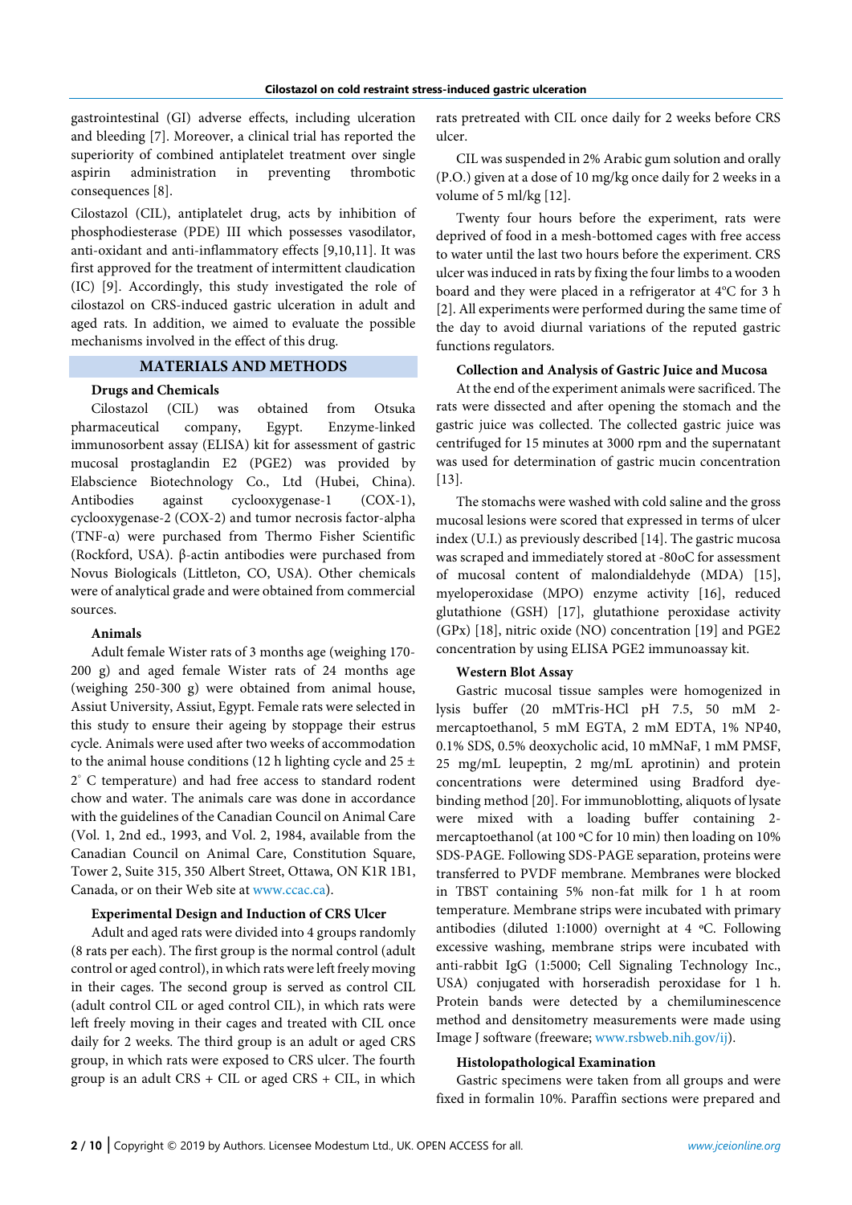gastrointestinal (GI) adverse effects, including ulceration and bleeding [7]. Moreover, a clinical trial has reported the superiority of combined antiplatelet treatment over single aspirin administration in preventing thrombotic consequences [8].

Cilostazol (CIL), antiplatelet drug, acts by inhibition of phosphodiesterase (PDE) III which possesses vasodilator, anti-oxidant and anti-inflammatory effects [9,10,11]. It was first approved for the treatment of intermittent claudication (IC) [9]. Accordingly, this study investigated the role of cilostazol on CRS-induced gastric ulceration in adult and aged rats. In addition, we aimed to evaluate the possible mechanisms involved in the effect of this drug.

## MATERIALS AND METHODS

### Drugs and Chemicals

Cilostazol (CIL) was obtained from Otsuka pharmaceutical company, Egypt. Enzyme-linked immunosorbent assay (ELISA) kit for assessment of gastric mucosal prostaglandin E2 (PGE2) was provided by Elabscience Biotechnology Co., Ltd (Hubei, China). Antibodies against cyclooxygenase-1 (COX-1), cyclooxygenase-2 (COX-2) and tumor necrosis factor-alpha (TNF-α) were purchased from Thermo Fisher Scientific (Rockford, USA). β-actin antibodies were purchased from Novus Biologicals (Littleton, CO, USA). Other chemicals were of analytical grade and were obtained from commercial sources.

### Animals

Adult female Wister rats of 3 months age (weighing 170-200 g) and aged female Wister rats of 24 months age (weighing 250-300 g) were obtained from animal house, Assiut University, Assiut, Egypt. Female rats were selected in this study to ensure their ageing by stoppage their estrus cycle. Animals were used after two weeks of accommodation to the animal house conditions (12 h lighting cycle and 25 ± 2° C temperature) and had free access to standard rodent chow and water. The animals care was done in accordance with the guidelines of the Canadian Council on Animal Care (Vol. 1, 2nd ed., 1993, and Vol. 2, 1984, available from the Canadian Council on Animal Care, Constitution Square, Tower 2, Suite 315, 350 Albert Street, Ottawa, ON K1R 1B1, Canada, or on their Web site at www.ccac.ca).

### Experimental Design and Induction of CRS Ulcer

Adult and aged rats were divided into 4 groups randomly (8 rats per each). The first group is the normal control (adult control or aged control), in which rats were left freely moving in their cages. The second group is served as control CIL (adult control CIL or aged control CIL), in which rats were left freely moving in their cages and treated with CIL once daily for 2 weeks. The third group is an adult or aged CRS group, in which rats were exposed to CRS ulcer. The fourth group is an adult CRS + CIL or aged CRS + CIL, in which rats pretreated with CIL once daily for 2 weeks before CRS ulcer.

CIL was suspended in 2% Arabic gum solution and orally (P.O.) given at a dose of 10 mg/kg once daily for 2 weeks in a volume of 5 ml/kg [12].

Twenty four hours before the experiment, rats were deprived of food in a mesh-bottomed cages with free access to water until the last two hours before the experiment. CRS ulcer was induced in rats by fixing the four limbs to a wooden board and they were placed in a refrigerator at 4ºC for 3 h [2]. All experiments were performed during the same time of the day to avoid diurnal variations of the reputed gastric functions regulators.

### Collection and Analysis of Gastric Juice and Mucosa

At the end of the experiment animals were sacrificed. The rats were dissected and after opening the stomach and the gastric juice was collected. The collected gastric juice was centrifuged for 15 minutes at 3000 rpm and the supernatant was used for determination of gastric mucin concentration [13].

The stomachs were washed with cold saline and the gross mucosal lesions were scored that expressed in terms of ulcer index (U.I.) as previously described [14]. The gastric mucosa was scraped and immediately stored at -80oC for assessment of mucosal content of malondialdehyde (MDA) [15], myeloperoxidase (MPO) enzyme activity [16], reduced glutathione (GSH) [17], glutathione peroxidase activity (GPx) [18], nitric oxide (NO) concentration [19] and PGE2 concentration by using ELISA PGE2 immunoassay kit.

### Western Blot Assay

Gastric mucosal tissue samples were homogenized in lysis buffer (20 mMTris-HCl pH 7.5, 50 mM 2-mercaptoethanol, 5 mM EGTA, 2 mM EDTA, 1% NP40, 0.1% SDS, 0.5% deoxycholic acid, 10 mMNaF, 1 mM PMSF, 25 mg/mL leupeptin, 2 mg/mL aprotinin) and protein concentrations were determined using Bradford dye-binding method [20]. For immunoblotting, aliquots of lysate were mixed with a loading buffer containing 2-mercaptoethanol (at 100 ºC for 10 min) then loading on 10% SDS-PAGE. Following SDS-PAGE separation, proteins were transferred to PVDF membrane. Membranes were blocked in TBST containing 5% non-fat milk for 1 h at room temperature. Membrane strips were incubated with primary antibodies (diluted 1:1000) overnight at 4 ºC. Following excessive washing, membrane strips were incubated with anti-rabbit IgG (1:5000; Cell Signaling Technology Inc., USA) conjugated with horseradish peroxidase for 1 h. Protein bands were detected by a chemiluminescence method and densitometry measurements were made using Image J software (freeware; www.rsbweb.nih.gov/ij).

### Histolopathological Examination

Gastric specimens were taken from all groups and were fixed in formalin 10%. Paraffin sections were prepared and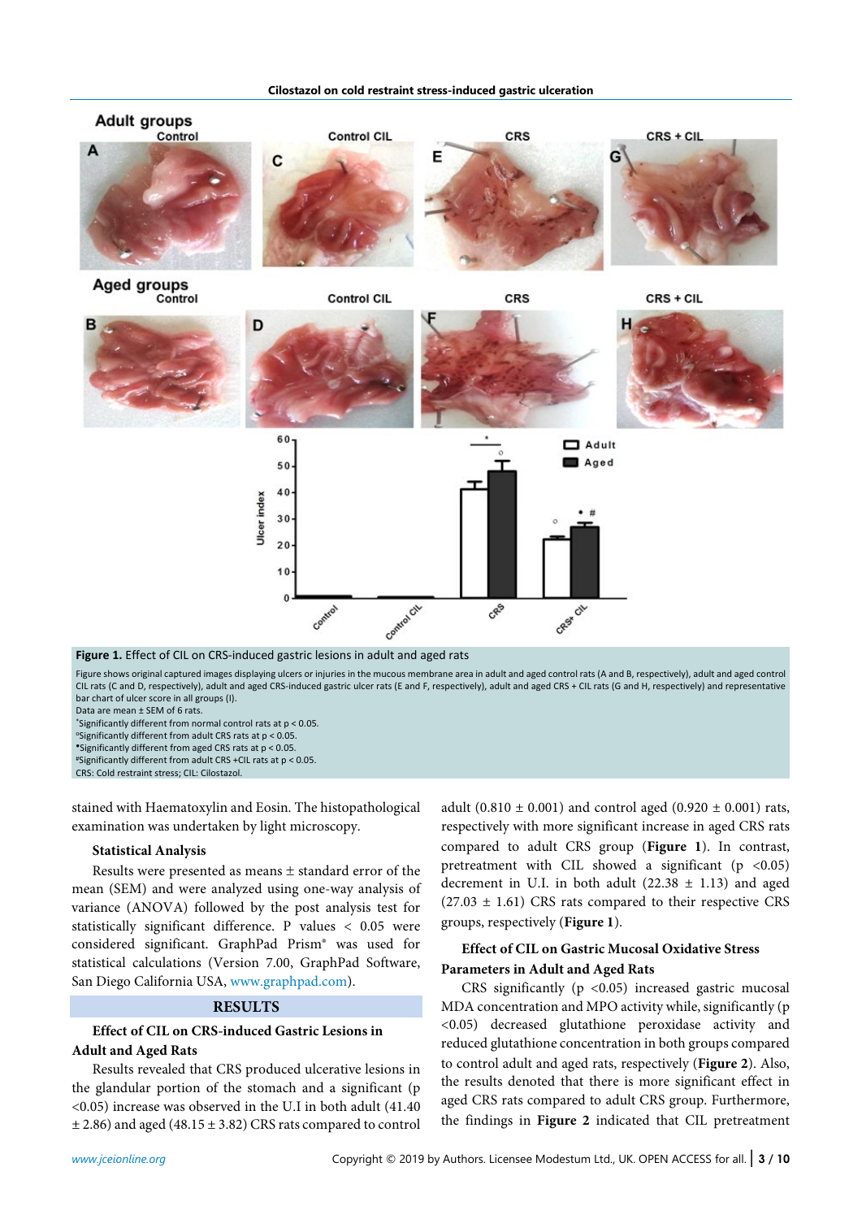**Figure 1.** Effect of CIL on CRS-induced gastric lesions in adult and aged rats

Figure shows original captured images displaying ulcers or injuries in the mucous membrane area in adult and aged control rats (A and B, respectively), adult and aged control CIL rats (C and D, respectively), adult and aged CRS-induced gastric ulcer rats (E and F, respectively), adult and aged CRS + CIL rats (G and H, respectively) and representative bar chart of ulcer score in all groups (I).
Data are mean ± SEM of 6 rats.
*Significantly different from normal control rats at p < 0.05.
°Significantly different from adult CRS rats at p < 0.05.
•Significantly different from aged CRS rats at p < 0.05.
#Significantly different from adult CRS +CIL rats at p < 0.05.
CRS: Cold restraint stress; CIL: Cilostazol.

stained with Haematoxylin and Eosin. The histopathological examination was undertaken by light microscopy.

### Statistical Analysis

Results were presented as means ± standard error of the mean (SEM) and were analyzed using one-way analysis of variance (ANOVA) followed by the post analysis test for statistically significant difference. P values < 0.05 were considered significant. GraphPad Prism® was used for statistical calculations (Version 7.00, GraphPad Software, San Diego California USA, www.graphpad.com).

## RESULTS

### Effect of CIL on CRS-induced Gastric Lesions in Adult and Aged Rats

Results revealed that CRS produced ulcerative lesions in the glandular portion of the stomach and a significant (p <0.05) increase was observed in the U.I in both adult (41.40 ± 2.86) and aged (48.15 ± 3.82) CRS rats compared to control adult (0.810 ± 0.001) and control aged (0.920 ± 0.001) rats, respectively with more significant increase in aged CRS rats compared to adult CRS group (**Figure 1**). In contrast, pretreatment with CIL showed a significant (p <0.05) decrement in U.I. in both adult (22.38 ± 1.13) and aged (27.03 ± 1.61) CRS rats compared to their respective CRS groups, respectively (**Figure 1**).

### Effect of CIL on Gastric Mucosal Oxidative Stress Parameters in Adult and Aged Rats

CRS significantly (p <0.05) increased gastric mucosal MDA concentration and MPO activity while, significantly (p <0.05) decreased glutathione peroxidase activity and reduced glutathione concentration in both groups compared to control adult and aged rats, respectively (**Figure 2**). Also, the results denoted that there is more significant effect in aged CRS rats compared to adult CRS group. Furthermore, the findings in **Figure 2** indicated that CIL pretreatment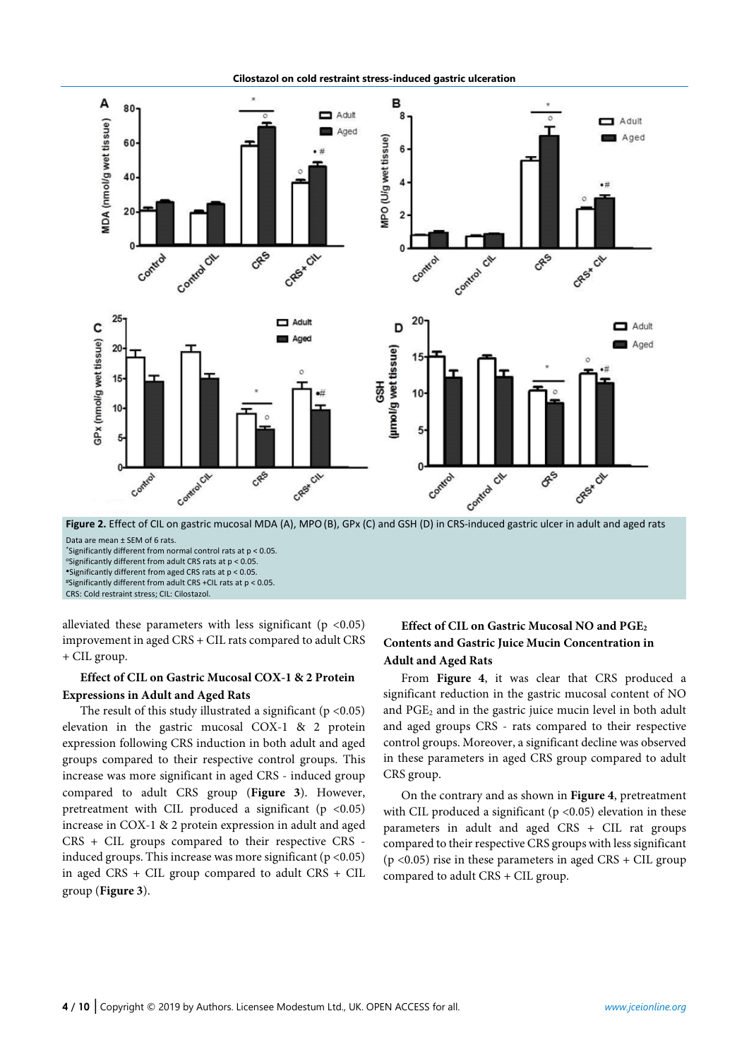**Figure 2.** Effect of CIL on gastric mucosal MDA (A), MPO (B), GPx (C) and GSH (D) in CRS-induced gastric ulcer in adult and aged rats

Data are mean ± SEM of 6 rats.
*Significantly different from normal control rats at p < 0.05.
°Significantly different from adult CRS rats at p < 0.05.
•Significantly different from aged CRS rats at p < 0.05.
#Significantly different from adult CRS +CIL rats at p < 0.05.
CRS: Cold restraint stress; CIL: Cilostazol.

alleviated these parameters with less significant ($p < 0.05$) improvement in aged CRS + CIL rats compared to adult CRS + CIL group.

### Effect of CIL on Gastric Mucosal COX-1 & 2 Protein Expressions in Adult and Aged Rats

The result of this study illustrated a significant ($p < 0.05$) elevation in the gastric mucosal COX-1 & 2 protein expression following CRS induction in both adult and aged groups compared to their respective control groups. This increase was more significant in aged CRS - induced group compared to adult CRS group (**Figure 3**). However, pretreatment with CIL produced a significant ($p < 0.05$) increase in COX-1 & 2 protein expression in adult and aged CRS + CIL groups compared to their respective CRS - induced groups. This increase was more significant ($p < 0.05$) in aged CRS + CIL group compared to adult CRS + CIL group (**Figure 3**).

### Effect of CIL on Gastric Mucosal NO and $PGE_2$ Contents and Gastric Juice Mucin Concentration in Adult and Aged Rats

From **Figure 4**, it was clear that CRS produced a significant reduction in the gastric mucosal content of NO and $PGE_2$ and in the gastric juice mucin level in both adult and aged groups CRS - rats compared to their respective control groups. Moreover, a significant decline was observed in these parameters in aged CRS group compared to adult CRS group.

On the contrary and as shown in **Figure 4**, pretreatment with CIL produced a significant ($p < 0.05$) elevation in these parameters in adult and aged CRS + CIL rat groups compared to their respective CRS groups with less significant ($p < 0.05$) rise in these parameters in aged CRS + CIL group compared to adult CRS + CIL group.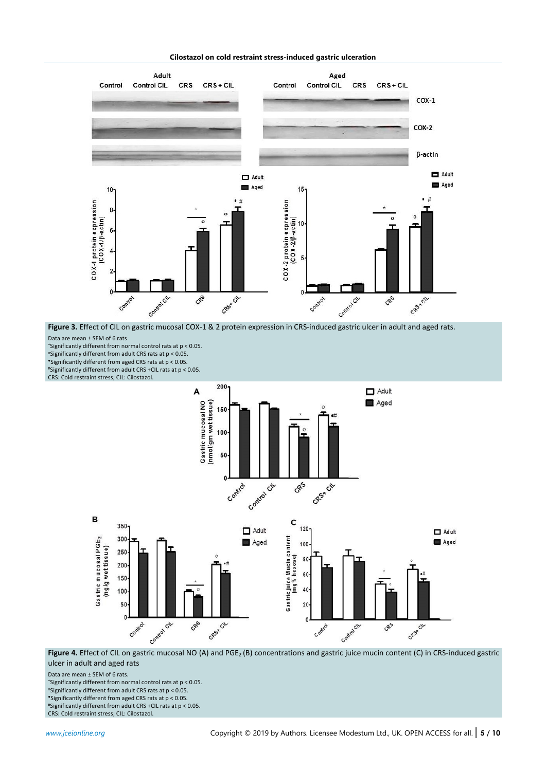**Figure 3.** Effect of CIL on gastric mucosal COX-1 & 2 protein expression in CRS-induced gastric ulcer in adult and aged rats.

Data are mean ± SEM of 6 rats

*Significantly different from normal control rats at $p < 0.05$.

°Significantly different from adult CRS rats at $p < 0.05$.

•Significantly different from aged CRS rats at $p < 0.05$.

#Significantly different from adult CRS +CIL rats at $p < 0.05$.

CRS: Cold restraint stress; CIL: Cilostazol.

**Figure 4.** Effect of CIL on gastric mucosal NO (A) and $PGE_2$ (B) concentrations and gastric juice mucin content (C) in CRS-induced gastric ulcer in adult and aged rats

Data are mean ± SEM of 6 rats.

*Significantly different from normal control rats at $p < 0.05$.

°Significantly different from adult CRS rats at $p < 0.05$.

•Significantly different from aged CRS rats at $p < 0.05$.

#Significantly different from adult CRS +CIL rats at $p < 0.05$.

CRS: Cold restraint stress; CIL: Cilostazol.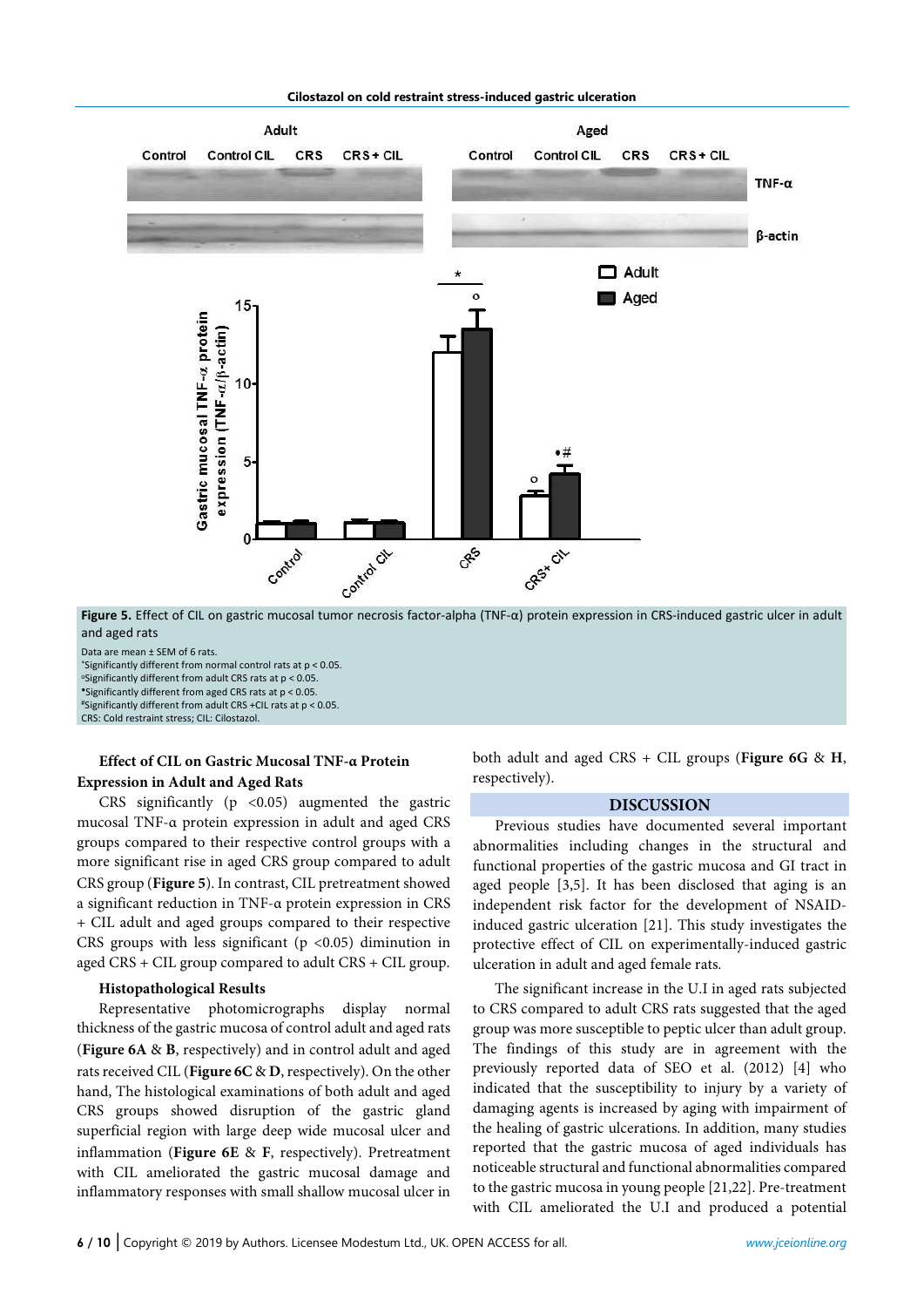**Figure 5.** Effect of CIL on gastric mucosal tumor necrosis factor-alpha (TNF-α) protein expression in CRS-induced gastric ulcer in adult and aged rats

Data are mean ± SEM of 6 rats.
*Significantly different from normal control rats at $p < 0.05$.
°Significantly different from adult CRS rats at $p < 0.05$.
•Significantly different from aged CRS rats at $p < 0.05$.
#Significantly different from adult CRS +CIL rats at $p < 0.05$.
CRS: Cold restraint stress; CIL: Cilostazol.

### Effect of CIL on Gastric Mucosal TNF-α Protein Expression in Adult and Aged Rats

CRS significantly ($p < 0.05$) augmented the gastric mucosal TNF-α protein expression in adult and aged CRS groups compared to their respective control groups with a more significant rise in aged CRS group compared to adult CRS group (**Figure 5**). In contrast, CIL pretreatment showed a significant reduction in TNF-α protein expression in CRS + CIL adult and aged groups compared to their respective CRS groups with less significant ($p < 0.05$) diminution in aged CRS + CIL group compared to adult CRS + CIL group.

### Histopathological Results

Representative photomicrographs display normal thickness of the gastric mucosa of control adult and aged rats (**Figure 6A** & **B**, respectively) and in control adult and aged rats received CIL (**Figure 6C** & **D**, respectively). On the other hand, The histological examinations of both adult and aged CRS groups showed disruption of the gastric gland superficial region with large deep wide mucosal ulcer and inflammation (**Figure 6E** & **F**, respectively). Pretreatment with CIL ameliorated the gastric mucosal damage and inflammatory responses with small shallow mucosal ulcer in both adult and aged CRS + CIL groups (**Figure 6G** & **H**, respectively).

## DISCUSSION

Previous studies have documented several important abnormalities including changes in the structural and functional properties of the gastric mucosa and GI tract in aged people [3,5]. It has been disclosed that aging is an independent risk factor for the development of NSAID-induced gastric ulceration [21]. This study investigates the protective effect of CIL on experimentally-induced gastric ulceration in adult and aged female rats.

The significant increase in the U.I in aged rats subjected to CRS compared to adult CRS rats suggested that the aged group was more susceptible to peptic ulcer than adult group. The findings of this study are in agreement with the previously reported data of SEO et al. (2012) [4] who indicated that the susceptibility to injury by a variety of damaging agents is increased by aging with impairment of the healing of gastric ulcerations. In addition, many studies reported that the gastric mucosa of aged individuals has noticeable structural and functional abnormalities compared to the gastric mucosa in young people [21,22]. Pre-treatment with CIL ameliorated the U.I and produced a potential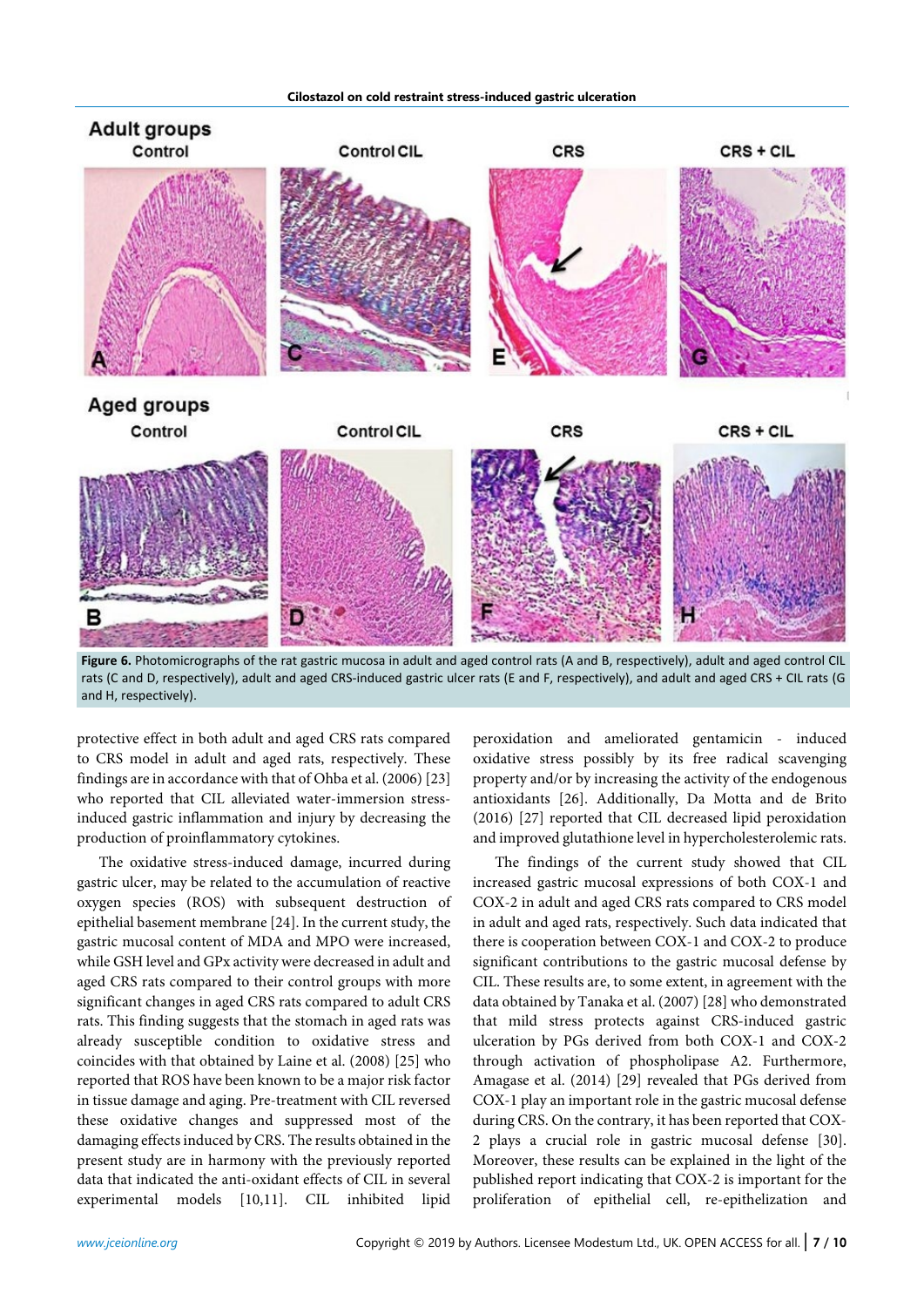Figure 6. Photomicrographs of the rat gastric mucosa in adult and aged control rats (A and B, respectively), adult and aged control CIL rats (C and D, respectively), adult and aged CRS-induced gastric ulcer rats (E and F, respectively), and adult and aged CRS + CIL rats (G and H, respectively).

protective effect in both adult and aged CRS rats compared to CRS model in adult and aged rats, respectively. These findings are in accordance with that of Ohba et al. (2006) [23] who reported that CIL alleviated water-immersion stress-induced gastric inflammation and injury by decreasing the production of proinflammatory cytokines.

The oxidative stress-induced damage, incurred during gastric ulcer, may be related to the accumulation of reactive oxygen species (ROS) with subsequent destruction of epithelial basement membrane [24]. In the current study, the gastric mucosal content of MDA and MPO were increased, while GSH level and GPx activity were decreased in adult and aged CRS rats compared to their control groups with more significant changes in aged CRS rats compared to adult CRS rats. This finding suggests that the stomach in aged rats was already susceptible condition to oxidative stress and coincides with that obtained by Laine et al. (2008) [25] who reported that ROS have been known to be a major risk factor in tissue damage and aging. Pre-treatment with CIL reversed these oxidative changes and suppressed most of the damaging effects induced by CRS. The results obtained in the present study are in harmony with the previously reported data that indicated the anti-oxidant effects of CIL in several experimental models [10,11]. CIL inhibited lipid peroxidation and ameliorated gentamicin - induced oxidative stress possibly by its free radical scavenging property and/or by increasing the activity of the endogenous antioxidants [26]. Additionally, Da Motta and de Brito (2016) [27] reported that CIL decreased lipid peroxidation and improved glutathione level in hypercholesterolemic rats.

The findings of the current study showed that CIL increased gastric mucosal expressions of both COX-1 and COX-2 in adult and aged CRS rats compared to CRS model in adult and aged rats, respectively. Such data indicated that there is cooperation between COX-1 and COX-2 to produce significant contributions to the gastric mucosal defense by CIL. These results are, to some extent, in agreement with the data obtained by Tanaka et al. (2007) [28] who demonstrated that mild stress protects against CRS-induced gastric ulceration by PGs derived from both COX-1 and COX-2 through activation of phospholipase A2. Furthermore, Amagase et al. (2014) [29] revealed that PGs derived from COX-1 play an important role in the gastric mucosal defense during CRS. On the contrary, it has been reported that COX-2 plays a crucial role in gastric mucosal defense [30]. Moreover, these results can be explained in the light of the published report indicating that COX-2 is important for the proliferation of epithelial cell, re-epithelization and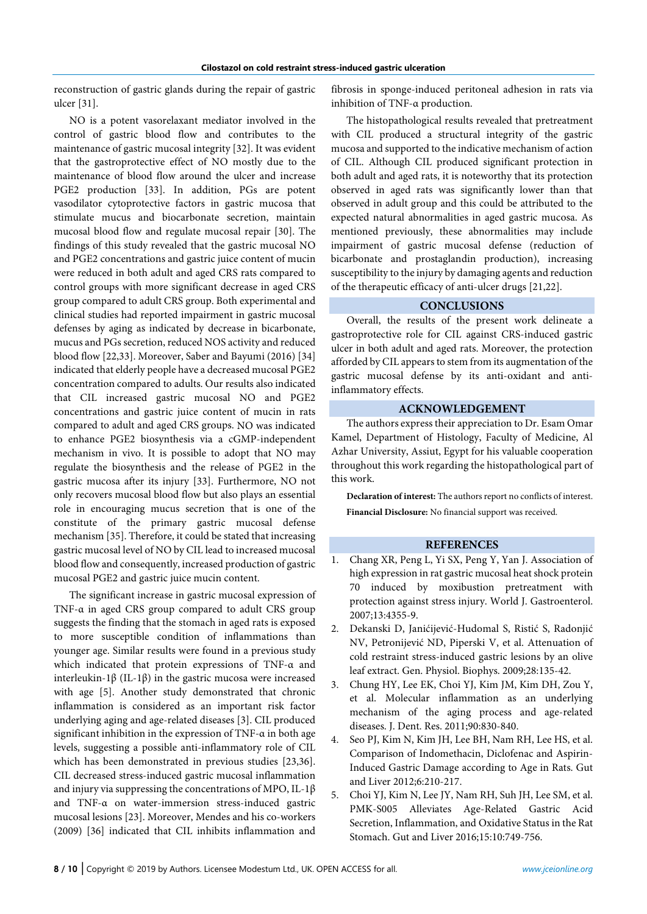reconstruction of gastric glands during the repair of gastric ulcer [31].

NO is a potent vasorelaxant mediator involved in the control of gastric blood flow and contributes to the maintenance of gastric mucosal integrity [32]. It was evident that the gastroprotective effect of NO mostly due to the maintenance of blood flow around the ulcer and increase PGE2 production [33]. In addition, PGs are potent vasodilator cytoprotective factors in gastric mucosa that stimulate mucus and biocarbonate secretion, maintain mucosal blood flow and regulate mucosal repair [30]. The findings of this study revealed that the gastric mucosal NO and PGE2 concentrations and gastric juice content of mucin were reduced in both adult and aged CRS rats compared to control groups with more significant decrease in aged CRS group compared to adult CRS group. Both experimental and clinical studies had reported impairment in gastric mucosal defenses by aging as indicated by decrease in bicarbonate, mucus and PGs secretion, reduced NOS activity and reduced blood flow [22,33]. Moreover, Saber and Bayumi (2016) [34] indicated that elderly people have a decreased mucosal PGE2 concentration compared to adults. Our results also indicated that CIL increased gastric mucosal NO and PGE2 concentrations and gastric juice content of mucin in rats compared to adult and aged CRS groups. NO was indicated to enhance PGE2 biosynthesis via a cGMP-independent mechanism in vivo. It is possible to adopt that NO may regulate the biosynthesis and the release of PGE2 in the gastric mucosa after its injury [33]. Furthermore, NO not only recovers mucosal blood flow but also plays an essential role in encouraging mucus secretion that is one of the constitute of the primary gastric mucosal defense mechanism [35]. Therefore, it could be stated that increasing gastric mucosal level of NO by CIL lead to increased mucosal blood flow and consequently, increased production of gastric mucosal PGE2 and gastric juice mucin content.

The significant increase in gastric mucosal expression of TNF-α in aged CRS group compared to adult CRS group suggests the finding that the stomach in aged rats is exposed to more susceptible condition of inflammations than younger age. Similar results were found in a previous study which indicated that protein expressions of TNF-α and interleukin-1β (IL-1β) in the gastric mucosa were increased with age [5]. Another study demonstrated that chronic inflammation is considered as an important risk factor underlying aging and age-related diseases [3]. CIL produced significant inhibition in the expression of TNF-α in both age levels, suggesting a possible anti-inflammatory role of CIL which has been demonstrated in previous studies [23,36]. CIL decreased stress-induced gastric mucosal inflammation and injury via suppressing the concentrations of MPO, IL-1β and TNF-α on water-immersion stress-induced gastric mucosal lesions [23]. Moreover, Mendes and his co-workers (2009) [36] indicated that CIL inhibits inflammation and fibrosis in sponge-induced peritoneal adhesion in rats via inhibition of TNF-α production.

The histopathological results revealed that pretreatment with CIL produced a structural integrity of the gastric mucosa and supported to the indicative mechanism of action of CIL. Although CIL produced significant protection in both adult and aged rats, it is noteworthy that its protection observed in aged rats was significantly lower than that observed in adult group and this could be attributed to the expected natural abnormalities in aged gastric mucosa. As mentioned previously, these abnormalities may include impairment of gastric mucosal defense (reduction of bicarbonate and prostaglandin production), increasing susceptibility to the injury by damaging agents and reduction of the therapeutic efficacy of anti-ulcer drugs [21,22].

## CONCLUSIONS

Overall, the results of the present work delineate a gastroprotective role for CIL against CRS-induced gastric ulcer in both adult and aged rats. Moreover, the protection afforded by CIL appears to stem from its augmentation of the gastric mucosal defense by its anti-oxidant and anti-inflammatory effects.

## ACKNOWLEDGEMENT

The authors express their appreciation to Dr. Esam Omar Kamel, Department of Histology, Faculty of Medicine, Al Azhar University, Assiut, Egypt for his valuable cooperation throughout this work regarding the histopathological part of this work.

**Declaration of interest:** The authors report no conflicts of interest.

**Financial Disclosure:** No financial support was received.

## REFERENCES

1. Chang XR, Peng L, Yi SX, Peng Y, Yan J. Association of high expression in rat gastric mucosal heat shock protein 70 induced by moxibustion pretreatment with protection against stress injury. World J. Gastroenterol. 2007;13:4355-9.
2. Dekanski D, Janićijević-Hudomal S, Ristić S, Radonjić NV, Petronijević ND, Piperski V, et al. Attenuation of cold restraint stress-induced gastric lesions by an olive leaf extract. Gen. Physiol. Biophys. 2009;28:135-42.
3. Chung HY, Lee EK, Choi YJ, Kim JM, Kim DH, Zou Y, et al. Molecular inflammation as an underlying mechanism of the aging process and age-related diseases. J. Dent. Res. 2011;90:830-840.
4. Seo PJ, Kim N, Kim JH, Lee BH, Nam RH, Lee HS, et al. Comparison of Indomethacin, Diclofenac and Aspirin-Induced Gastric Damage according to Age in Rats. Gut and Liver 2012;6:210-217.
5. Choi YJ, Kim N, Lee JY, Nam RH, Suh JH, Lee SM, et al. PMK-S005 Alleviates Age-Related Gastric Acid Secretion, Inflammation, and Oxidative Status in the Rat Stomach. Gut and Liver 2016;15:10:749-756.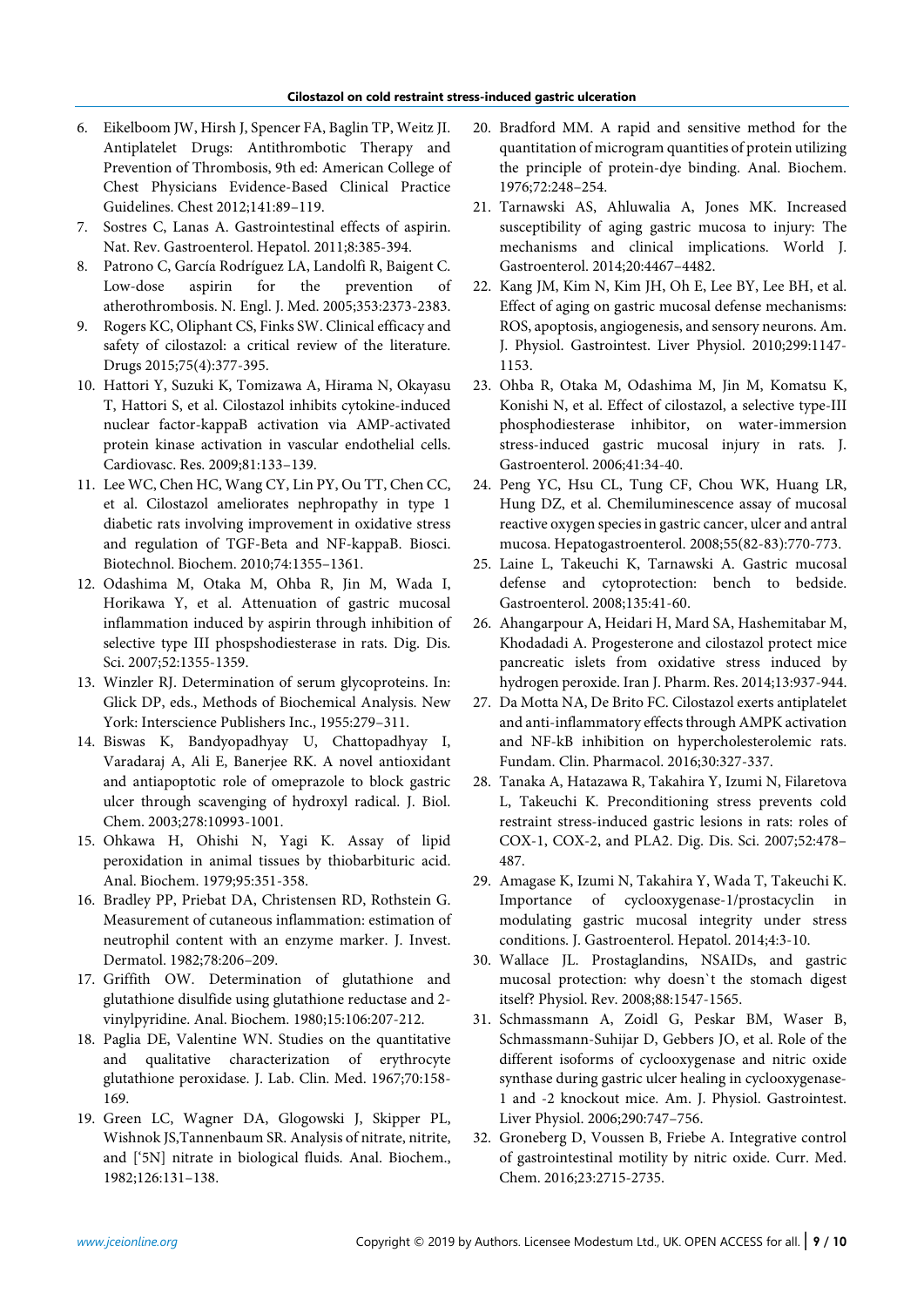6. Eikelboom JW, Hirsh J, Spencer FA, Baglin TP, Weitz JI. Antiplatelet Drugs: Antithrombotic Therapy and Prevention of Thrombosis, 9th ed: American College of Chest Physicians Evidence-Based Clinical Practice Guidelines. Chest 2012;141:89–119.
7. Sostres C, Lanas A. Gastrointestinal effects of aspirin. Nat. Rev. Gastroenterol. Hepatol. 2011;8:385-394.
8. Patrono C, García Rodríguez LA, Landolfi R, Baigent C. Low-dose aspirin for the prevention of atherothrombosis. N. Engl. J. Med. 2005;353:2373-2383.
9. Rogers KC, Oliphant CS, Finks SW. Clinical efficacy and safety of cilostazol: a critical review of the literature. Drugs 2015;75(4):377-395.
10. Hattori Y, Suzuki K, Tomizawa A, Hirama N, Okayasu T, Hattori S, et al. Cilostazol inhibits cytokine-induced nuclear factor-kappaB activation via AMP-activated protein kinase activation in vascular endothelial cells. Cardiovasc. Res. 2009;81:133–139.
11. Lee WC, Chen HC, Wang CY, Lin PY, Ou TT, Chen CC, et al. Cilostazol ameliorates nephropathy in type 1 diabetic rats involving improvement in oxidative stress and regulation of TGF-Beta and NF-kappaB. Biosci. Biotechnol. Biochem. 2010;74:1355–1361.
12. Odashima M, Otaka M, Ohba R, Jin M, Wada I, Horikawa Y, et al. Attenuation of gastric mucosal inflammation induced by aspirin through inhibition of selective type III phospshodiesterase in rats. Dig. Dis. Sci. 2007;52:1355-1359.
13. Winzler RJ. Determination of serum glycoproteins. In: Glick DP, eds., Methods of Biochemical Analysis. New York: Interscience Publishers Inc., 1955:279–311.
14. Biswas K, Bandyopadhyay U, Chattopadhyay I, Varadaraj A, Ali E, Banerjee RK. A novel antioxidant and antiapoptotic role of omeprazole to block gastric ulcer through scavenging of hydroxyl radical. J. Biol. Chem. 2003;278:10993-1001.
15. Ohkawa H, Ohishi N, Yagi K. Assay of lipid peroxidation in animal tissues by thiobarbituric acid. Anal. Biochem. 1979;95:351-358.
16. Bradley PP, Priebat DA, Christensen RD, Rothstein G. Measurement of cutaneous inflammation: estimation of neutrophil content with an enzyme marker. J. Invest. Dermatol. 1982;78:206–209.
17. Griffith OW. Determination of glutathione and glutathione disulfide using glutathione reductase and 2-vinylpyridine. Anal. Biochem. 1980;15:106:207-212.
18. Paglia DE, Valentine WN. Studies on the quantitative and qualitative characterization of erythrocyte glutathione peroxidase. J. Lab. Clin. Med. 1967;70:158-169.
19. Green LC, Wagner DA, Glogowski J, Skipper PL, Wishnok JS,Tannenbaum SR. Analysis of nitrate, nitrite, and ['5N] nitrate in biological fluids. Anal. Biochem., 1982;126:131–138.
20. Bradford MM. A rapid and sensitive method for the quantitation of microgram quantities of protein utilizing the principle of protein-dye binding. Anal. Biochem. 1976;72:248–254.
21. Tarnawski AS, Ahluwalia A, Jones MK. Increased susceptibility of aging gastric mucosa to injury: The mechanisms and clinical implications. World J. Gastroenterol. 2014;20:4467–4482.
22. Kang JM, Kim N, Kim JH, Oh E, Lee BY, Lee BH, et al. Effect of aging on gastric mucosal defense mechanisms: ROS, apoptosis, angiogenesis, and sensory neurons. Am. J. Physiol. Gastrointest. Liver Physiol. 2010;299:1147-1153.
23. Ohba R, Otaka M, Odashima M, Jin M, Komatsu K, Konishi N, et al. Effect of cilostazol, a selective type-III phosphodiesterase inhibitor, on water-immersion stress-induced gastric mucosal injury in rats. J. Gastroenterol. 2006;41:34-40.
24. Peng YC, Hsu CL, Tung CF, Chou WK, Huang LR, Hung DZ, et al. Chemiluminescence assay of mucosal reactive oxygen species in gastric cancer, ulcer and antral mucosa. Hepatogastroenterol. 2008;55(82-83):770-773.
25. Laine L, Takeuchi K, Tarnawski A. Gastric mucosal defense and cytoprotection: bench to bedside. Gastroenterol. 2008;135:41-60.
26. Ahangarpour A, Heidari H, Mard SA, Hashemitabar M, Khodadadi A. Progesterone and cilostazol protect mice pancreatic islets from oxidative stress induced by hydrogen peroxide. Iran J. Pharm. Res. 2014;13:937-944.
27. Da Motta NA, De Brito FC. Cilostazol exerts antiplatelet and anti-inflammatory effects through AMPK activation and NF-kB inhibition on hypercholesterolemic rats. Fundam. Clin. Pharmacol. 2016;30:327-337.
28. Tanaka A, Hatazawa R, Takahira Y, Izumi N, Filaretova L, Takeuchi K. Preconditioning stress prevents cold restraint stress-induced gastric lesions in rats: roles of COX-1, COX-2, and PLA2. Dig. Dis. Sci. 2007;52:478–487.
29. Amagase K, Izumi N, Takahira Y, Wada T, Takeuchi K. Importance of cyclooxygenase-1/prostacyclin in modulating gastric mucosal integrity under stress conditions. J. Gastroenterol. Hepatol. 2014;4:3-10.
30. Wallace JL. Prostaglandins, NSAIDs, and gastric mucosal protection: why doesn`t the stomach digest itself? Physiol. Rev. 2008;88:1547-1565.
31. Schmassmann A, Zoidl G, Peskar BM, Waser B, Schmassmann-Suhijar D, Gebbers JO, et al. Role of the different isoforms of cyclooxygenase and nitric oxide synthase during gastric ulcer healing in cyclooxygenase-1 and -2 knockout mice. Am. J. Physiol. Gastrointest. Liver Physiol. 2006;290:747–756.
32. Groneberg D, Voussen B, Friebe A. Integrative control of gastrointestinal motility by nitric oxide. Curr. Med. Chem. 2016;23:2715-2735.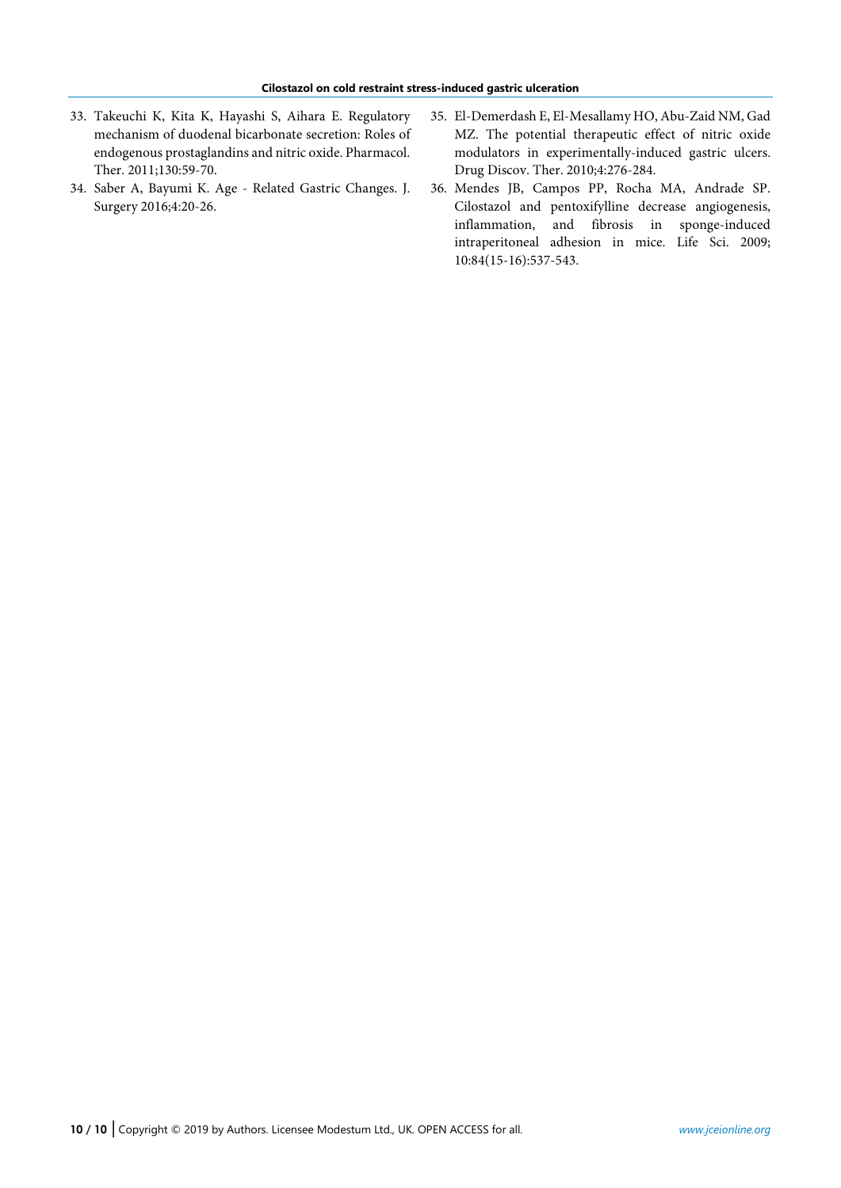33. Takeuchi K, Kita K, Hayashi S, Aihara E. Regulatory mechanism of duodenal bicarbonate secretion: Roles of endogenous prostaglandins and nitric oxide. Pharmacol. Ther. 2011;130:59-70.
34. Saber A, Bayumi K. Age - Related Gastric Changes. J. Surgery 2016;4:20-26.
35. El-Demerdash E, El-Mesallamy HO, Abu-Zaid NM, Gad MZ. The potential therapeutic effect of nitric oxide modulators in experimentally-induced gastric ulcers. Drug Discov. Ther. 2010;4:276-284.
36. Mendes JB, Campos PP, Rocha MA, Andrade SP. Cilostazol and pentoxifylline decrease angiogenesis, inflammation, and fibrosis in sponge-induced intraperitoneal adhesion in mice. Life Sci. 2009; 10:84(15-16):537-543.